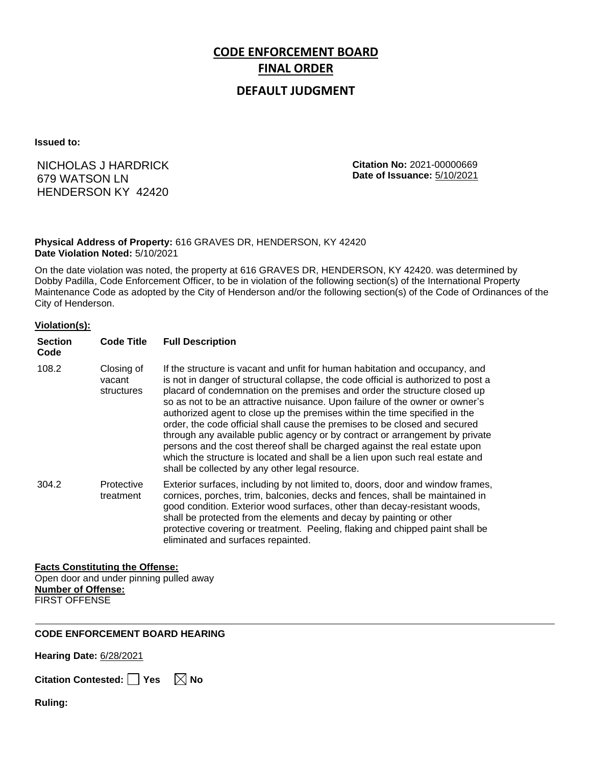# CODE ENFORCEMENT BOARD
## FINAL ORDER
### DEFAULT JUDGMENT

**Issued to:**

NICHOLAS J HARDRICK
679 WATSON LN
HENDERSON KY 42420

**Citation No:** 2021-00000669
**Date of Issuance:** 5/10/2021

**Physical Address of Property:** 616 GRAVES DR, HENDERSON, KY 42420
**Date Violation Noted:** 5/10/2021

On the date violation was noted, the property at 616 GRAVES DR, HENDERSON, KY 42420. was determined by Dobby Padilla, Code Enforcement Officer, to be in violation of the following section(s) of the International Property Maintenance Code as adopted by the City of Henderson and/or the following section(s) of the Code of Ordinances of the City of Henderson.

**Violation(s):**

| Section Code | Code Title | Full Description |
|---|---|---|
| 108.2 | Closing of vacant structures | If the structure is vacant and unfit for human habitation and occupancy, and is not in danger of structural collapse, the code official is authorized to post a placard of condemnation on the premises and order the structure closed up so as not to be an attractive nuisance. Upon failure of the owner or owner's authorized agent to close up the premises within the time specified in the order, the code official shall cause the premises to be closed and secured through any available public agency or by contract or arrangement by private persons and the cost thereof shall be charged against the real estate upon which the structure is located and shall be a lien upon such real estate and shall be collected by any other legal resource. |
| 304.2 | Protective treatment | Exterior surfaces, including by not limited to, doors, door and window frames, cornices, porches, trim, balconies, decks and fences, shall be maintained in good condition. Exterior wood surfaces, other than decay-resistant woods, shall be protected from the elements and decay by painting or other protective covering or treatment. Peeling, flaking and chipped paint shall be eliminated and surfaces repainted. |

**Facts Constituting the Offense:**
Open door and under pinning pulled away
**Number of Offense:**
FIRST OFFENSE

---

**CODE ENFORCEMENT BOARD HEARING**

**Hearing Date:** 6/28/2021

**Citation Contested:** ☐ Yes ☒ No

**Ruling:**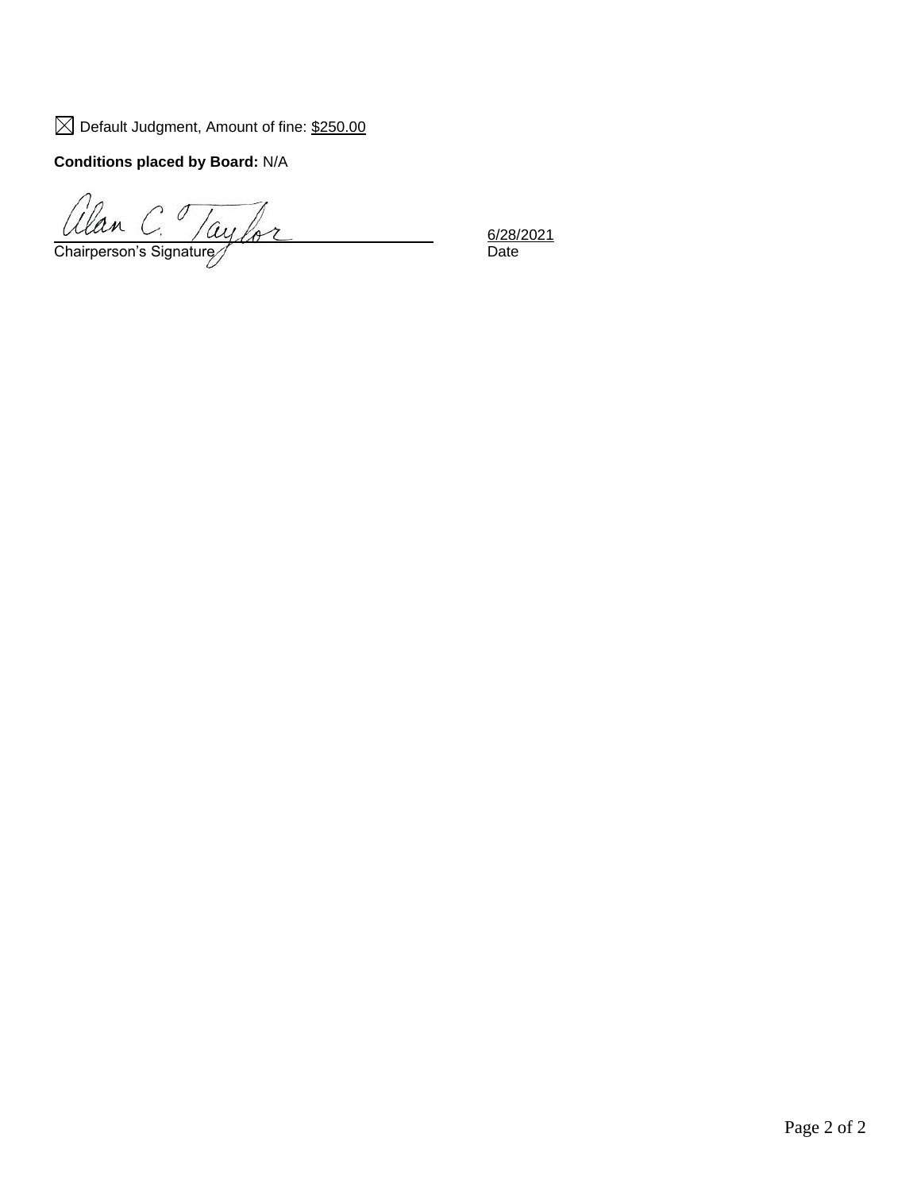☒ Default Judgment, Amount of fine: $250.00

**Conditions placed by Board:** N/A

Alan C. Taylor
Chairperson's Signature

6/28/2021
Date